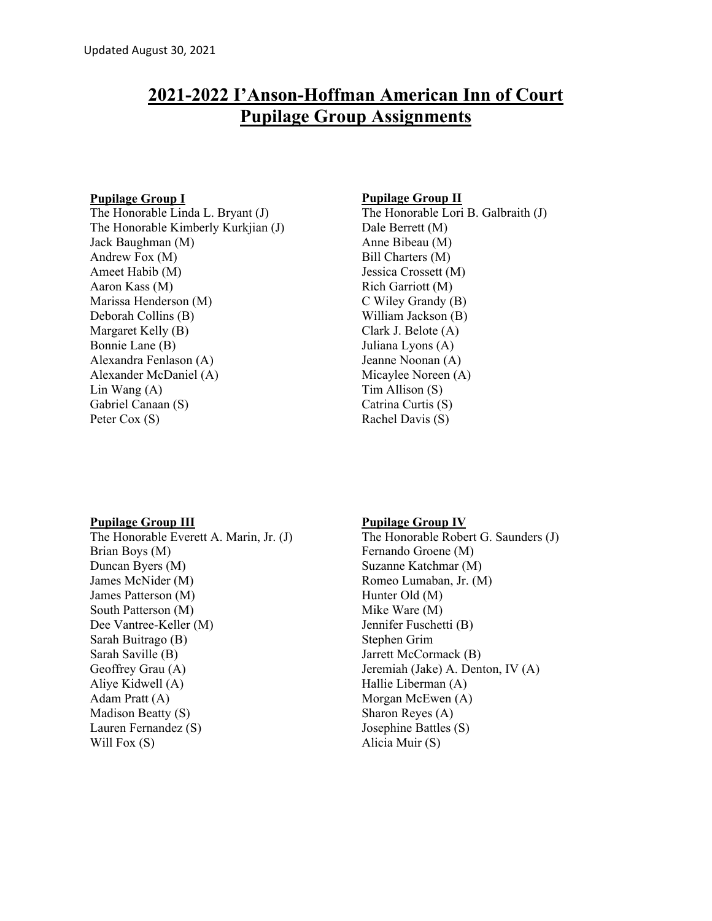Updated August 30, 2021

# 2021-2022 I'Anson-Hoffman American Inn of Court Pupilage Group Assignments

**Pupilage Group I**

The Honorable Linda L. Bryant (J)
The Honorable Kimberly Kurkjian (J)
Jack Baughman (M)
Andrew Fox (M)
Ameet Habib (M)
Aaron Kass (M)
Marissa Henderson (M)
Deborah Collins (B)
Margaret Kelly (B)
Bonnie Lane (B)
Alexandra Fenlason (A)
Alexander McDaniel (A)
Lin Wang (A)
Gabriel Canaan (S)
Peter Cox (S)

**Pupilage Group II**

The Honorable Lori B. Galbraith (J)
Dale Berrett (M)
Anne Bibeau (M)
Bill Charters (M)
Jessica Crossett (M)
Rich Garriott (M)
C Wiley Grandy (B)
William Jackson (B)
Clark J. Belote (A)
Juliana Lyons (A)
Jeanne Noonan (A)
Micaylee Noreen (A)
Tim Allison (S)
Catrina Curtis (S)
Rachel Davis (S)

**Pupilage Group III**

The Honorable Everett A. Marin, Jr. (J)
Brian Boys (M)
Duncan Byers (M)
James McNider (M)
James Patterson (M)
South Patterson (M)
Dee Vantree-Keller (M)
Sarah Buitrago (B)
Sarah Saville (B)
Geoffrey Grau (A)
Aliye Kidwell (A)
Adam Pratt (A)
Madison Beatty (S)
Lauren Fernandez (S)
Will Fox (S)

**Pupilage Group IV**

The Honorable Robert G. Saunders (J)
Fernando Groene (M)
Suzanne Katchmar (M)
Romeo Lumaban, Jr. (M)
Hunter Old (M)
Mike Ware (M)
Jennifer Fuschetti (B)
Stephen Grim
Jarrett McCormack (B)
Jeremiah (Jake) A. Denton, IV (A)
Hallie Liberman (A)
Morgan McEwen (A)
Sharon Reyes (A)
Josephine Battles (S)
Alicia Muir (S)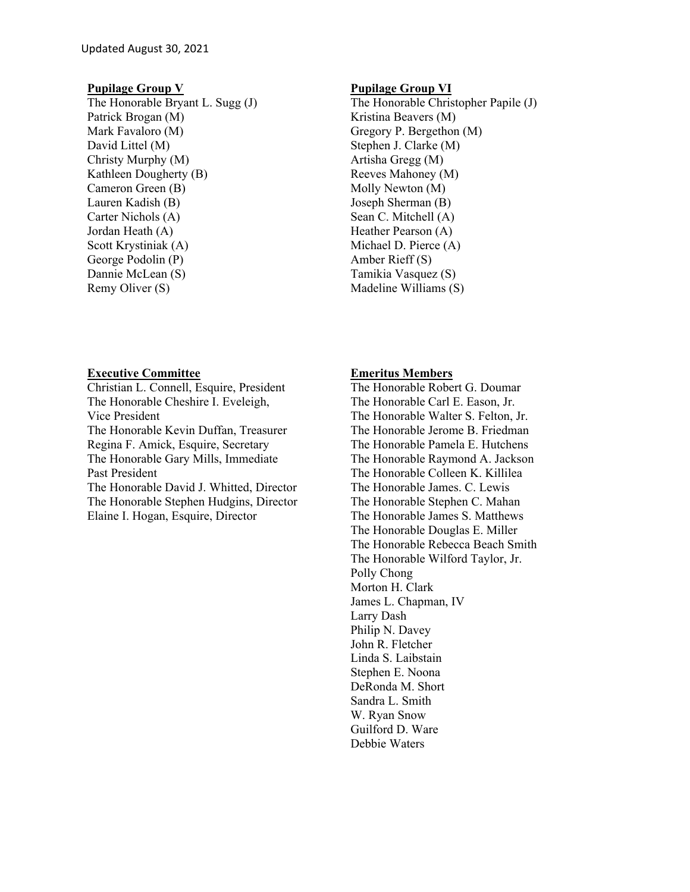Updated August 30, 2021

**Pupilage Group V**

The Honorable Bryant L. Sugg (J)
Patrick Brogan (M)
Mark Favaloro (M)
David Littel (M)
Christy Murphy (M)
Kathleen Dougherty (B)
Cameron Green (B)
Lauren Kadish (B)
Carter Nichols (A)
Jordan Heath (A)
Scott Krystiniak (A)
George Podolin (P)
Dannie McLean (S)
Remy Oliver (S)

**Pupilage Group VI**

The Honorable Christopher Papile (J)
Kristina Beavers (M)
Gregory P. Bergethon (M)
Stephen J. Clarke (M)
Artisha Gregg (M)
Reeves Mahoney (M)
Molly Newton (M)
Joseph Sherman (B)
Sean C. Mitchell (A)
Heather Pearson (A)
Michael D. Pierce (A)
Amber Rieff (S)
Tamikia Vasquez (S)
Madeline Williams (S)

**Executive Committee**

Christian L. Connell, Esquire, President
The Honorable Cheshire I. Eveleigh, Vice President
The Honorable Kevin Duffan, Treasurer
Regina F. Amick, Esquire, Secretary
The Honorable Gary Mills, Immediate Past President
The Honorable David J. Whitted, Director
The Honorable Stephen Hudgins, Director
Elaine I. Hogan, Esquire, Director

**Emeritus Members**

The Honorable Robert G. Doumar
The Honorable Carl E. Eason, Jr.
The Honorable Walter S. Felton, Jr.
The Honorable Jerome B. Friedman
The Honorable Pamela E. Hutchens
The Honorable Raymond A. Jackson
The Honorable Colleen K. Killilea
The Honorable James. C. Lewis
The Honorable Stephen C. Mahan
The Honorable James S. Matthews
The Honorable Douglas E. Miller
The Honorable Rebecca Beach Smith
The Honorable Wilford Taylor, Jr.
Polly Chong
Morton H. Clark
James L. Chapman, IV
Larry Dash
Philip N. Davey
John R. Fletcher
Linda S. Laibstain
Stephen E. Noona
DeRonda M. Short
Sandra L. Smith
W. Ryan Snow
Guilford D. Ware
Debbie Waters